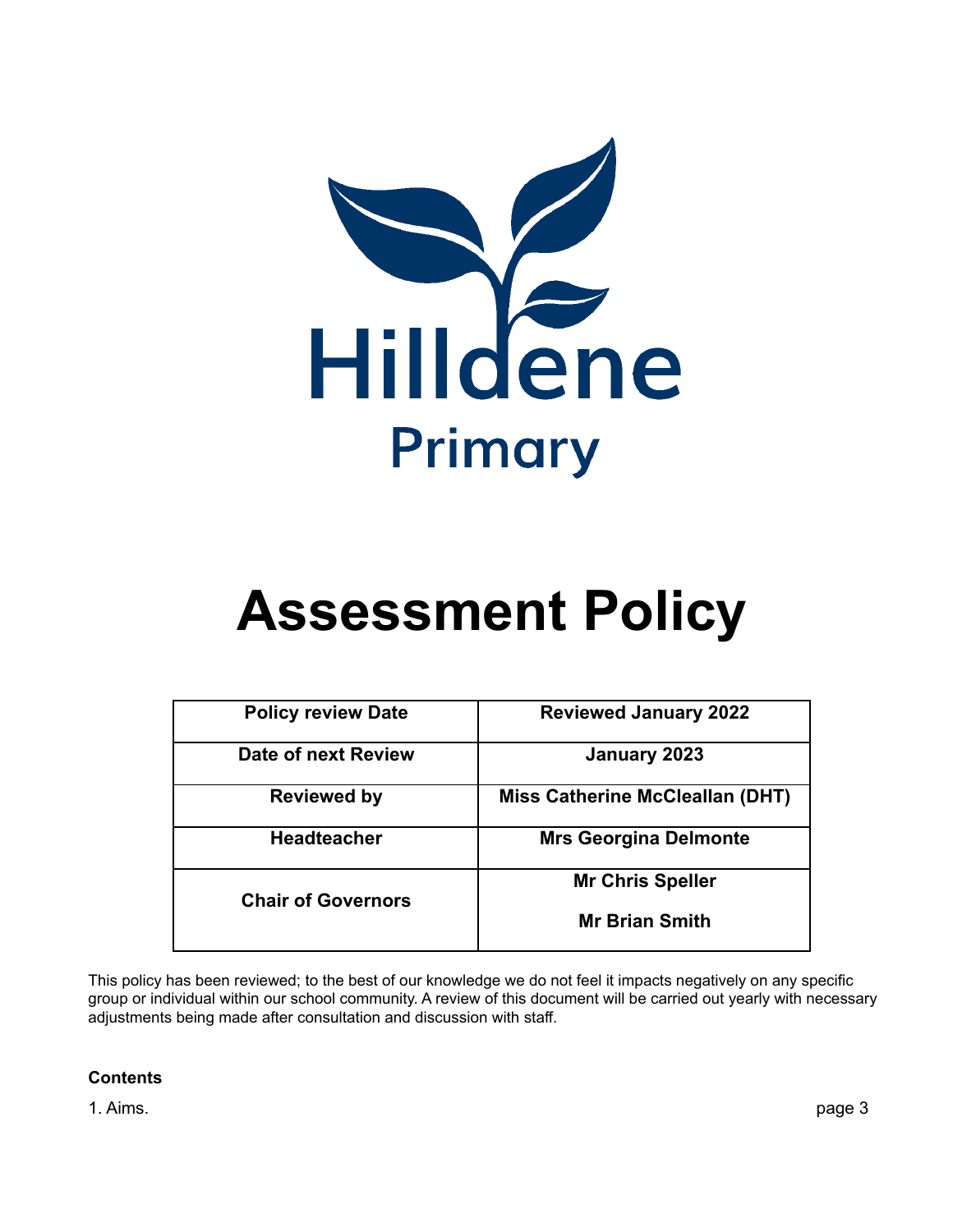Hilldene

Primary

# Assessment Policy

| Policy review Date | Reviewed January 2022 |
| --- | --- |
| Date of next Review | January 2023 |
| Reviewed by | Miss Catherine McCleallan (DHT) |
| Headteacher | Mrs Georgina Delmonte |
| Chair of Governors | Mr Chris Speller<br>Mr Brian Smith |

This policy has been reviewed; to the best of our knowledge we do not feel it impacts negatively on any specific group or individual within our school community. A review of this document will be carried out yearly with necessary adjustments being made after consultation and discussion with staff.

**Contents**

1. Aims. page 3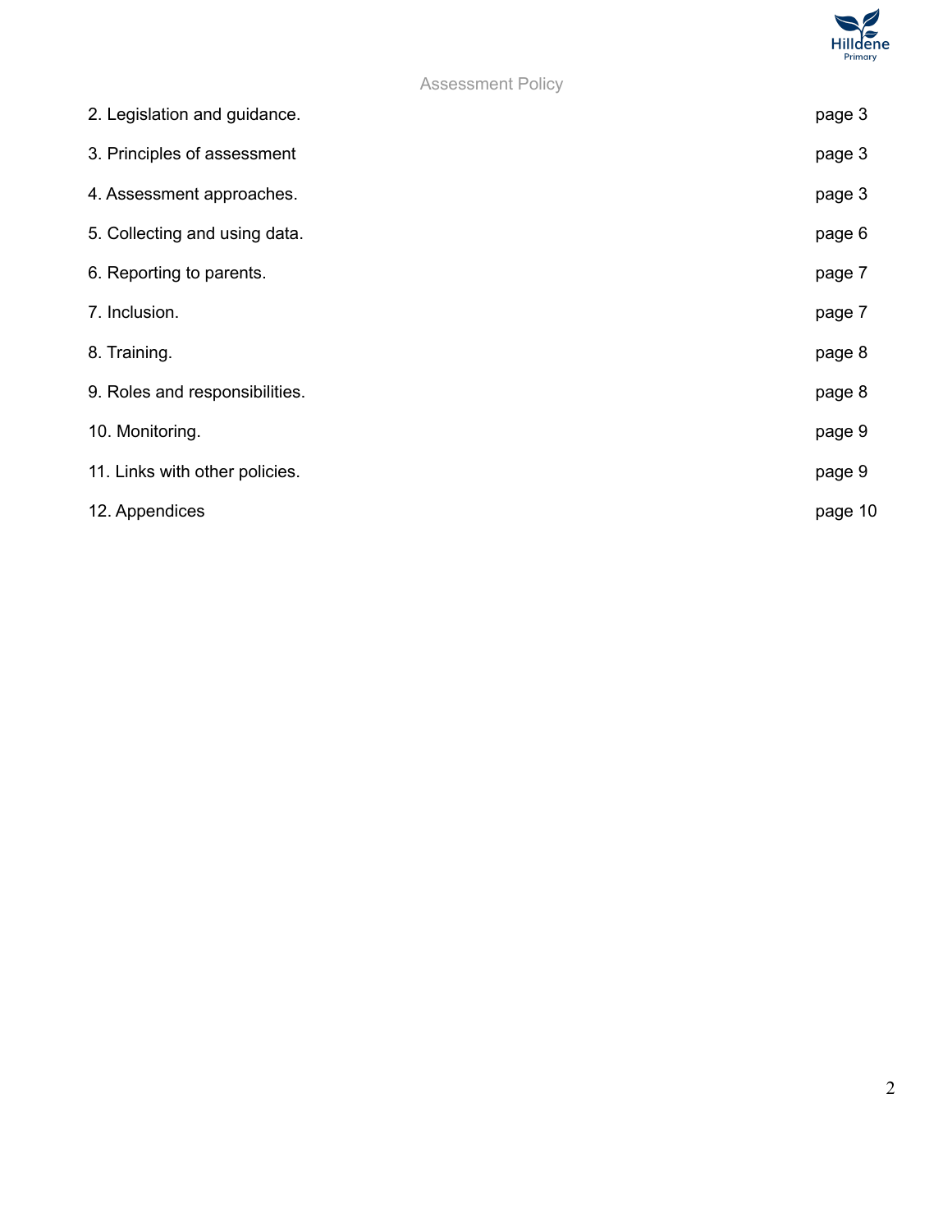| | |
|---|---|
| 2. Legislation and guidance. | page 3 |
| 3. Principles of assessment | page 3 |
| 4. Assessment approaches. | page 3 |
| 5. Collecting and using data. | page 6 |
| 6. Reporting to parents. | page 7 |
| 7. Inclusion. | page 7 |
| 8. Training. | page 8 |
| 9. Roles and responsibilities. | page 8 |
| 10. Monitoring. | page 9 |
| 11. Links with other policies. | page 9 |
| 12. Appendices | page 10 |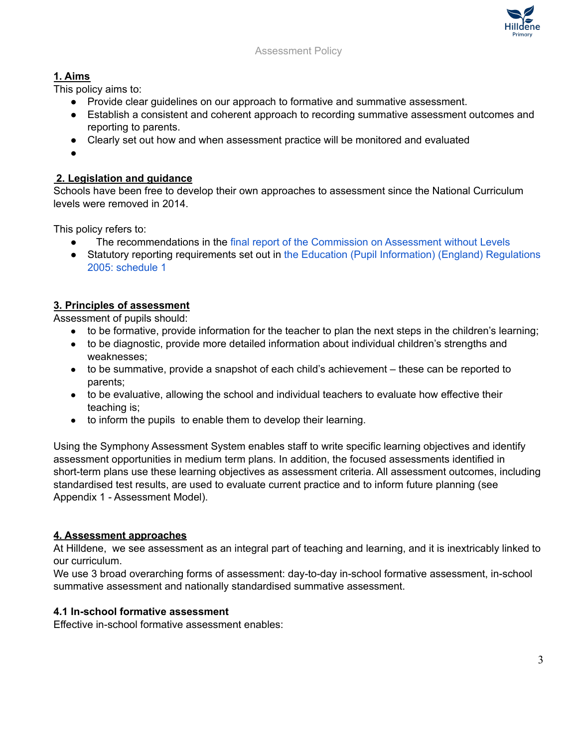Assessment Policy

## 1. Aims

This policy aims to:

- Provide clear guidelines on our approach to formative and summative assessment.
- Establish a consistent and coherent approach to recording summative assessment outcomes and reporting to parents.
- Clearly set out how and when assessment practice will be monitored and evaluated
-

## 2. Legislation and guidance

Schools have been free to develop their own approaches to assessment since the National Curriculum levels were removed in 2014.

This policy refers to:

- The recommendations in the final report of the Commission on Assessment without Levels
- Statutory reporting requirements set out in the Education (Pupil Information) (England) Regulations 2005: schedule 1

## 3. Principles of assessment

Assessment of pupils should:

- to be formative, provide information for the teacher to plan the next steps in the children's learning;
- to be diagnostic, provide more detailed information about individual children's strengths and weaknesses;
- to be summative, provide a snapshot of each child's achievement – these can be reported to parents;
- to be evaluative, allowing the school and individual teachers to evaluate how effective their teaching is;
- to inform the pupils to enable them to develop their learning.

Using the Symphony Assessment System enables staff to write specific learning objectives and identify assessment opportunities in medium term plans. In addition, the focused assessments identified in short-term plans use these learning objectives as assessment criteria. All assessment outcomes, including standardised test results, are used to evaluate current practice and to inform future planning (see Appendix 1 - Assessment Model).

## 4. Assessment approaches

At Hilldene, we see assessment as an integral part of teaching and learning, and it is inextricably linked to our curriculum.

We use 3 broad overarching forms of assessment: day-to-day in-school formative assessment, in-school summative assessment and nationally standardised summative assessment.

### 4.1 In-school formative assessment

Effective in-school formative assessment enables: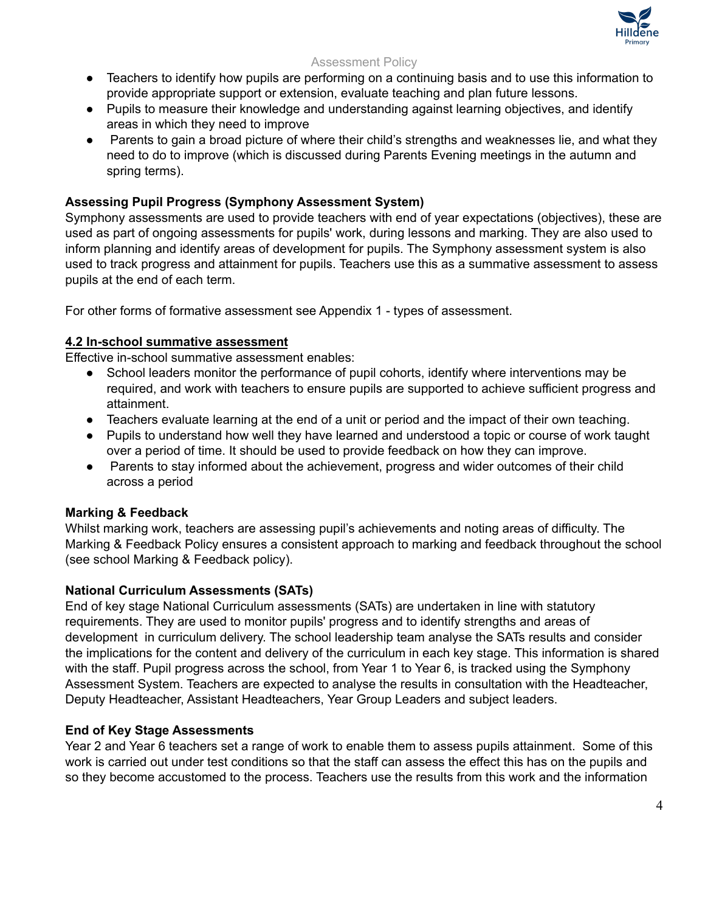- Teachers to identify how pupils are performing on a continuing basis and to use this information to provide appropriate support or extension, evaluate teaching and plan future lessons.
- Pupils to measure their knowledge and understanding against learning objectives, and identify areas in which they need to improve
- Parents to gain a broad picture of where their child's strengths and weaknesses lie, and what they need to do to improve (which is discussed during Parents Evening meetings in the autumn and spring terms).

**Assessing Pupil Progress (Symphony Assessment System)**

Symphony assessments are used to provide teachers with end of year expectations (objectives), these are used as part of ongoing assessments for pupils' work, during lessons and marking. They are also used to inform planning and identify areas of development for pupils. The Symphony assessment system is also used to track progress and attainment for pupils. Teachers use this as a summative assessment to assess pupils at the end of each term.

For other forms of formative assessment see Appendix 1 - types of assessment.

### 4.2 In-school summative assessment

Effective in-school summative assessment enables:

- School leaders monitor the performance of pupil cohorts, identify where interventions may be required, and work with teachers to ensure pupils are supported to achieve sufficient progress and attainment.
- Teachers evaluate learning at the end of a unit or period and the impact of their own teaching.
- Pupils to understand how well they have learned and understood a topic or course of work taught over a period of time. It should be used to provide feedback on how they can improve.
- Parents to stay informed about the achievement, progress and wider outcomes of their child across a period

**Marking & Feedback**

Whilst marking work, teachers are assessing pupil's achievements and noting areas of difficulty. The Marking & Feedback Policy ensures a consistent approach to marking and feedback throughout the school (see school Marking & Feedback policy).

**National Curriculum Assessments (SATs)**

End of key stage National Curriculum assessments (SATs) are undertaken in line with statutory requirements. They are used to monitor pupils' progress and to identify strengths and areas of development in curriculum delivery. The school leadership team analyse the SATs results and consider the implications for the content and delivery of the curriculum in each key stage. This information is shared with the staff. Pupil progress across the school, from Year 1 to Year 6, is tracked using the Symphony Assessment System. Teachers are expected to analyse the results in consultation with the Headteacher, Deputy Headteacher, Assistant Headteachers, Year Group Leaders and subject leaders.

**End of Key Stage Assessments**

Year 2 and Year 6 teachers set a range of work to enable them to assess pupils attainment. Some of this work is carried out under test conditions so that the staff can assess the effect this has on the pupils and so they become accustomed to the process. Teachers use the results from this work and the information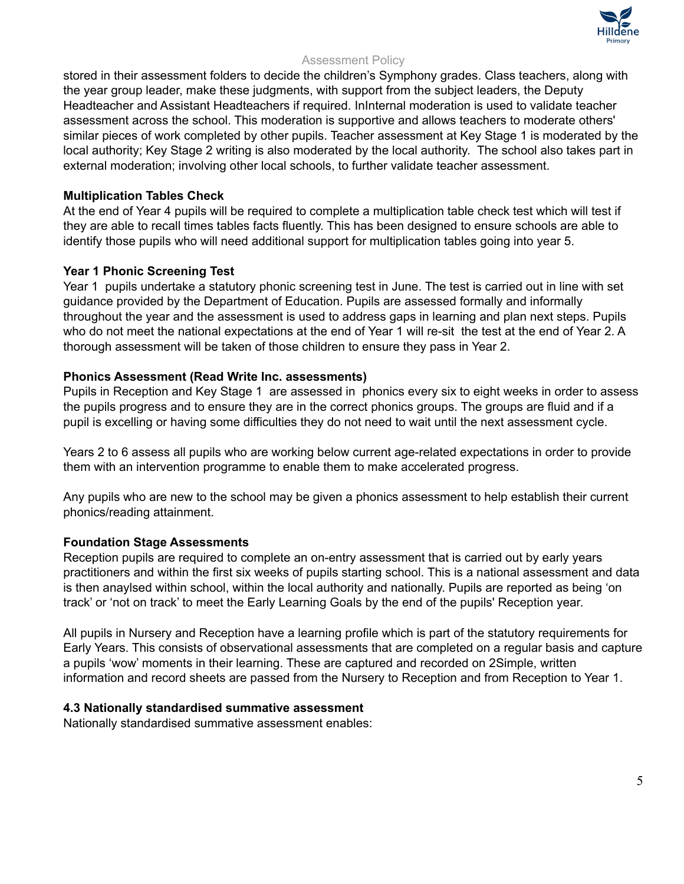stored in their assessment folders to decide the children's Symphony grades. Class teachers, along with the year group leader, make these judgments, with support from the subject leaders, the Deputy Headteacher and Assistant Headteachers if required. InInternal moderation is used to validate teacher assessment across the school. This moderation is supportive and allows teachers to moderate others' similar pieces of work completed by other pupils. Teacher assessment at Key Stage 1 is moderated by the local authority; Key Stage 2 writing is also moderated by the local authority. The school also takes part in external moderation; involving other local schools, to further validate teacher assessment.

**Multiplication Tables Check**

At the end of Year 4 pupils will be required to complete a multiplication table check test which will test if they are able to recall times tables facts fluently. This has been designed to ensure schools are able to identify those pupils who will need additional support for multiplication tables going into year 5.

**Year 1 Phonic Screening Test**

Year 1 pupils undertake a statutory phonic screening test in June. The test is carried out in line with set guidance provided by the Department of Education. Pupils are assessed formally and informally throughout the year and the assessment is used to address gaps in learning and plan next steps. Pupils who do not meet the national expectations at the end of Year 1 will re-sit the test at the end of Year 2. A thorough assessment will be taken of those children to ensure they pass in Year 2.

**Phonics Assessment (Read Write Inc. assessments)**

Pupils in Reception and Key Stage 1 are assessed in phonics every six to eight weeks in order to assess the pupils progress and to ensure they are in the correct phonics groups. The groups are fluid and if a pupil is excelling or having some difficulties they do not need to wait until the next assessment cycle.

Years 2 to 6 assess all pupils who are working below current age-related expectations in order to provide them with an intervention programme to enable them to make accelerated progress.

Any pupils who are new to the school may be given a phonics assessment to help establish their current phonics/reading attainment.

**Foundation Stage Assessments**

Reception pupils are required to complete an on-entry assessment that is carried out by early years practitioners and within the first six weeks of pupils starting school. This is a national assessment and data is then anaylsed within school, within the local authority and nationally. Pupils are reported as being 'on track' or 'not on track' to meet the Early Learning Goals by the end of the pupils' Reception year.

All pupils in Nursery and Reception have a learning profile which is part of the statutory requirements for Early Years. This consists of observational assessments that are completed on a regular basis and capture a pupils 'wow' moments in their learning. These are captured and recorded on 2Simple, written information and record sheets are passed from the Nursery to Reception and from Reception to Year 1.

**4.3 Nationally standardised summative assessment**

Nationally standardised summative assessment enables: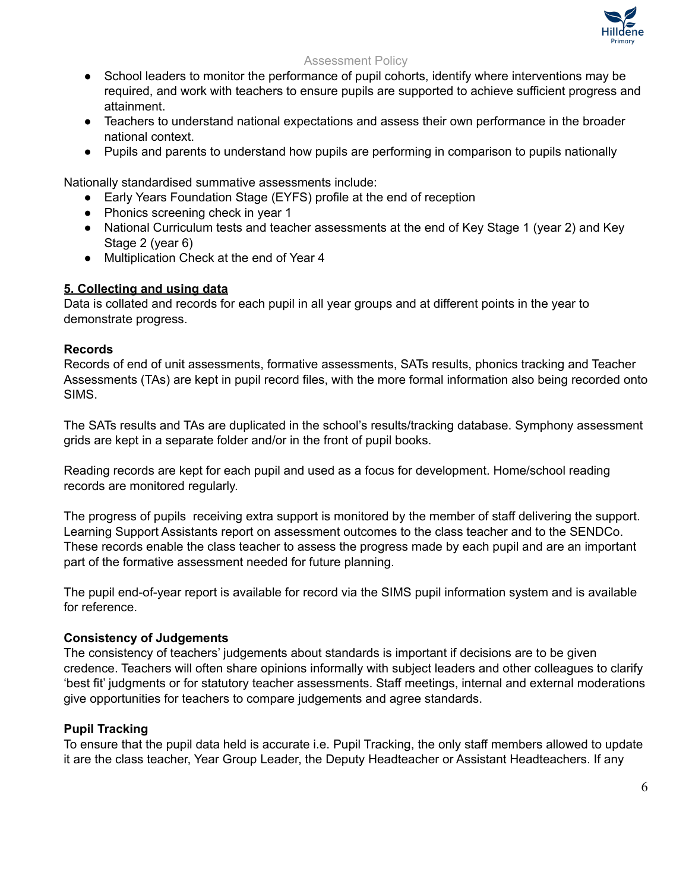- School leaders to monitor the performance of pupil cohorts, identify where interventions may be required, and work with teachers to ensure pupils are supported to achieve sufficient progress and attainment.
- Teachers to understand national expectations and assess their own performance in the broader national context.
- Pupils and parents to understand how pupils are performing in comparison to pupils nationally

Nationally standardised summative assessments include:

- Early Years Foundation Stage (EYFS) profile at the end of reception
- Phonics screening check in year 1
- National Curriculum tests and teacher assessments at the end of Key Stage 1 (year 2) and Key Stage 2 (year 6)
- Multiplication Check at the end of Year 4

## 5. Collecting and using data

Data is collated and records for each pupil in all year groups and at different points in the year to demonstrate progress.

### Records

Records of end of unit assessments, formative assessments, SATs results, phonics tracking and Teacher Assessments (TAs) are kept in pupil record files, with the more formal information also being recorded onto SIMS.

The SATs results and TAs are duplicated in the school's results/tracking database. Symphony assessment grids are kept in a separate folder and/or in the front of pupil books.

Reading records are kept for each pupil and used as a focus for development. Home/school reading records are monitored regularly.

The progress of pupils receiving extra support is monitored by the member of staff delivering the support. Learning Support Assistants report on assessment outcomes to the class teacher and to the SENDCo. These records enable the class teacher to assess the progress made by each pupil and are an important part of the formative assessment needed for future planning.

The pupil end-of-year report is available for record via the SIMS pupil information system and is available for reference.

### Consistency of Judgements

The consistency of teachers' judgements about standards is important if decisions are to be given credence. Teachers will often share opinions informally with subject leaders and other colleagues to clarify 'best fit' judgments or for statutory teacher assessments. Staff meetings, internal and external moderations give opportunities for teachers to compare judgements and agree standards.

### Pupil Tracking

To ensure that the pupil data held is accurate i.e. Pupil Tracking, the only staff members allowed to update it are the class teacher, Year Group Leader, the Deputy Headteacher or Assistant Headteachers. If any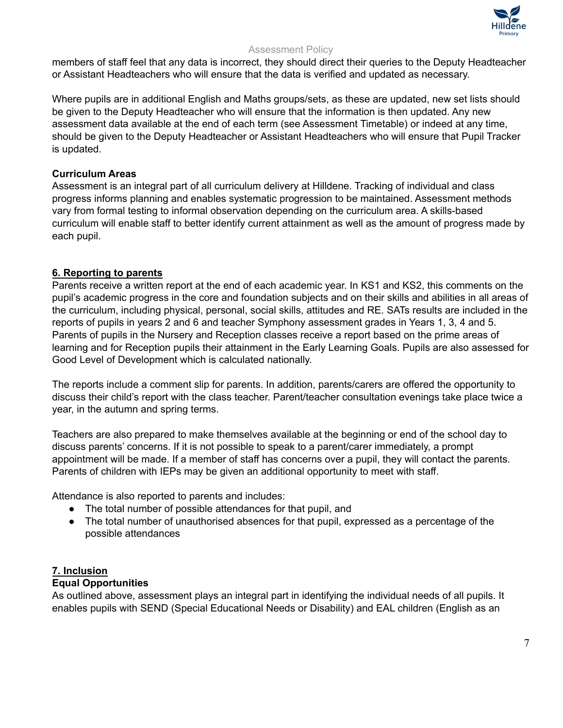members of staff feel that any data is incorrect, they should direct their queries to the Deputy Headteacher or Assistant Headteachers who will ensure that the data is verified and updated as necessary.

Where pupils are in additional English and Maths groups/sets, as these are updated, new set lists should be given to the Deputy Headteacher who will ensure that the information is then updated. Any new assessment data available at the end of each term (see Assessment Timetable) or indeed at any time, should be given to the Deputy Headteacher or Assistant Headteachers who will ensure that Pupil Tracker is updated.

**Curriculum Areas**

Assessment is an integral part of all curriculum delivery at Hilldene. Tracking of individual and class progress informs planning and enables systematic progression to be maintained. Assessment methods vary from formal testing to informal observation depending on the curriculum area. A skills-based curriculum will enable staff to better identify current attainment as well as the amount of progress made by each pupil.

## 6. Reporting to parents

Parents receive a written report at the end of each academic year. In KS1 and KS2, this comments on the pupil's academic progress in the core and foundation subjects and on their skills and abilities in all areas of the curriculum, including physical, personal, social skills, attitudes and RE. SATs results are included in the reports of pupils in years 2 and 6 and teacher Symphony assessment grades in Years 1, 3, 4 and 5. Parents of pupils in the Nursery and Reception classes receive a report based on the prime areas of learning and for Reception pupils their attainment in the Early Learning Goals. Pupils are also assessed for Good Level of Development which is calculated nationally.

The reports include a comment slip for parents. In addition, parents/carers are offered the opportunity to discuss their child's report with the class teacher. Parent/teacher consultation evenings take place twice a year, in the autumn and spring terms.

Teachers are also prepared to make themselves available at the beginning or end of the school day to discuss parents' concerns. If it is not possible to speak to a parent/carer immediately, a prompt appointment will be made. If a member of staff has concerns over a pupil, they will contact the parents. Parents of children with IEPs may be given an additional opportunity to meet with staff.

Attendance is also reported to parents and includes:

- The total number of possible attendances for that pupil, and
- The total number of unauthorised absences for that pupil, expressed as a percentage of the possible attendances

## 7. Inclusion

**Equal Opportunities**

As outlined above, assessment plays an integral part in identifying the individual needs of all pupils. It enables pupils with SEND (Special Educational Needs or Disability) and EAL children (English as an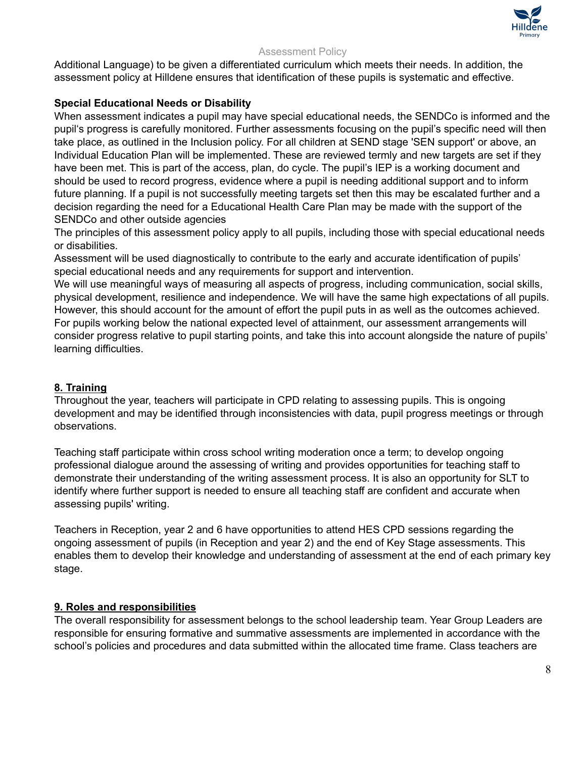Additional Language) to be given a differentiated curriculum which meets their needs. In addition, the assessment policy at Hilldene ensures that identification of these pupils is systematic and effective.

**Special Educational Needs or Disability**

When assessment indicates a pupil may have special educational needs, the SENDCo is informed and the pupil's progress is carefully monitored. Further assessments focusing on the pupil's specific need will then take place, as outlined in the Inclusion policy. For all children at SEND stage 'SEN support' or above, an Individual Education Plan will be implemented. These are reviewed termly and new targets are set if they have been met. This is part of the access, plan, do cycle. The pupil's IEP is a working document and should be used to record progress, evidence where a pupil is needing additional support and to inform future planning. If a pupil is not successfully meeting targets set then this may be escalated further and a decision regarding the need for a Educational Health Care Plan may be made with the support of the SENDCo and other outside agencies

The principles of this assessment policy apply to all pupils, including those with special educational needs or disabilities.

Assessment will be used diagnostically to contribute to the early and accurate identification of pupils' special educational needs and any requirements for support and intervention.

We will use meaningful ways of measuring all aspects of progress, including communication, social skills, physical development, resilience and independence. We will have the same high expectations of all pupils. However, this should account for the amount of effort the pupil puts in as well as the outcomes achieved. For pupils working below the national expected level of attainment, our assessment arrangements will consider progress relative to pupil starting points, and take this into account alongside the nature of pupils' learning difficulties.

## 8. Training

Throughout the year, teachers will participate in CPD relating to assessing pupils. This is ongoing development and may be identified through inconsistencies with data, pupil progress meetings or through observations.

Teaching staff participate within cross school writing moderation once a term; to develop ongoing professional dialogue around the assessing of writing and provides opportunities for teaching staff to demonstrate their understanding of the writing assessment process. It is also an opportunity for SLT to identify where further support is needed to ensure all teaching staff are confident and accurate when assessing pupils' writing.

Teachers in Reception, year 2 and 6 have opportunities to attend HES CPD sessions regarding the ongoing assessment of pupils (in Reception and year 2) and the end of Key Stage assessments. This enables them to develop their knowledge and understanding of assessment at the end of each primary key stage.

## 9. Roles and responsibilities

The overall responsibility for assessment belongs to the school leadership team. Year Group Leaders are responsible for ensuring formative and summative assessments are implemented in accordance with the school's policies and procedures and data submitted within the allocated time frame. Class teachers are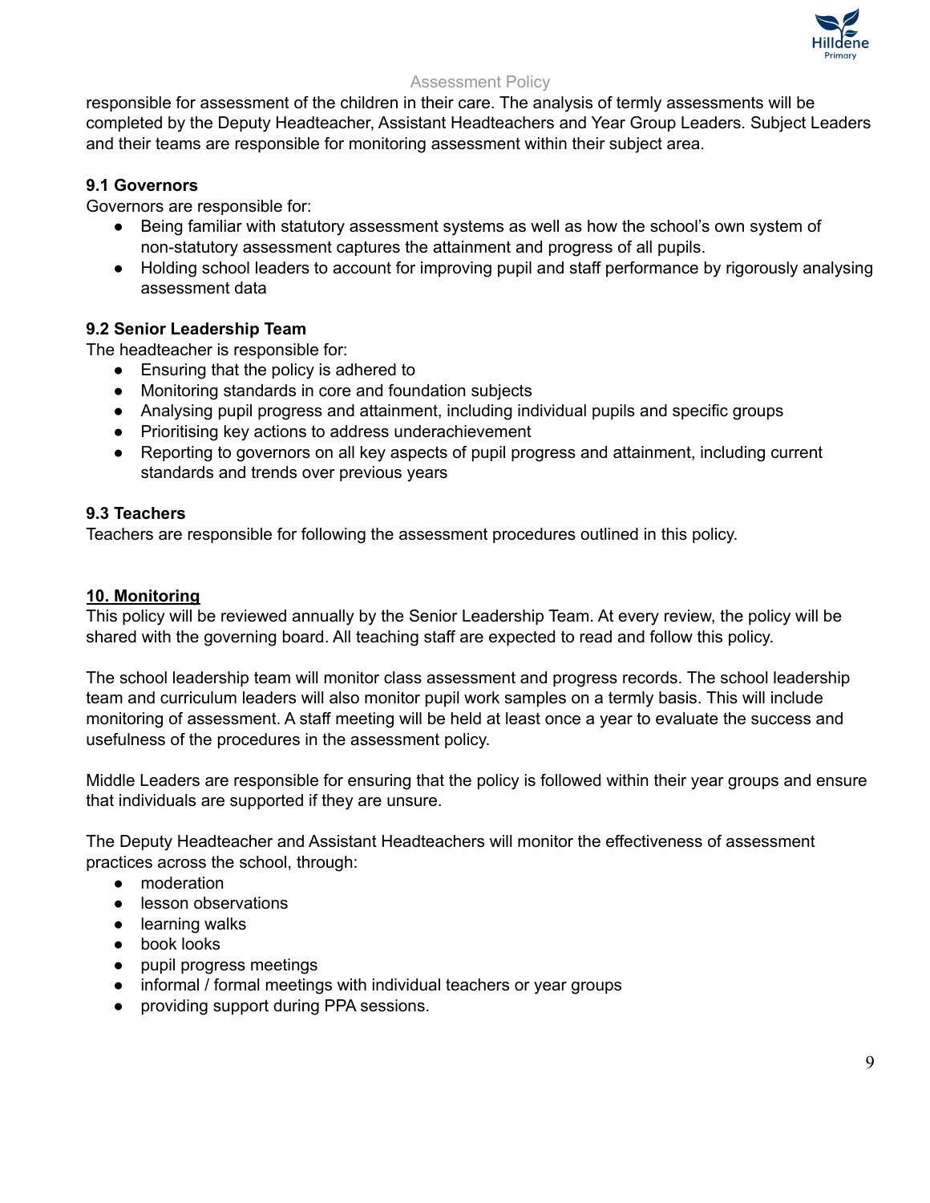responsible for assessment of the children in their care. The analysis of termly assessments will be completed by the Deputy Headteacher, Assistant Headteachers and Year Group Leaders. Subject Leaders and their teams are responsible for monitoring assessment within their subject area.

### 9.1 Governors

Governors are responsible for:

- Being familiar with statutory assessment systems as well as how the school's own system of non-statutory assessment captures the attainment and progress of all pupils.
- Holding school leaders to account for improving pupil and staff performance by rigorously analysing assessment data

### 9.2 Senior Leadership Team

The headteacher is responsible for:

- Ensuring that the policy is adhered to
- Monitoring standards in core and foundation subjects
- Analysing pupil progress and attainment, including individual pupils and specific groups
- Prioritising key actions to address underachievement
- Reporting to governors on all key aspects of pupil progress and attainment, including current standards and trends over previous years

### 9.3 Teachers

Teachers are responsible for following the assessment procedures outlined in this policy.

## 10. Monitoring

This policy will be reviewed annually by the Senior Leadership Team. At every review, the policy will be shared with the governing board. All teaching staff are expected to read and follow this policy.

The school leadership team will monitor class assessment and progress records. The school leadership team and curriculum leaders will also monitor pupil work samples on a termly basis. This will include monitoring of assessment. A staff meeting will be held at least once a year to evaluate the success and usefulness of the procedures in the assessment policy.

Middle Leaders are responsible for ensuring that the policy is followed within their year groups and ensure that individuals are supported if they are unsure.

The Deputy Headteacher and Assistant Headteachers will monitor the effectiveness of assessment practices across the school, through:

- moderation
- lesson observations
- learning walks
- book looks
- pupil progress meetings
- informal / formal meetings with individual teachers or year groups
- providing support during PPA sessions.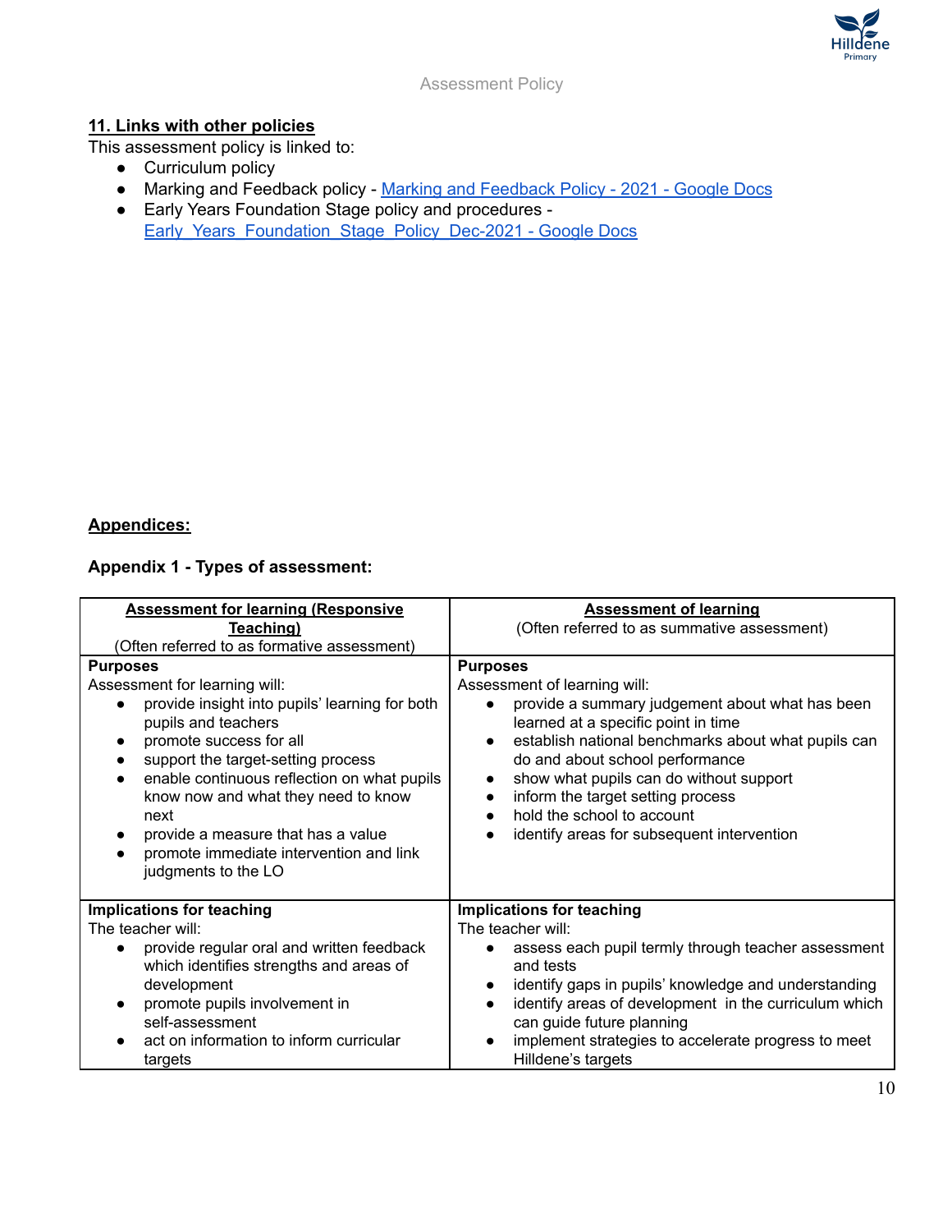## 11. Links with other policies

This assessment policy is linked to:

- Curriculum policy
- Marking and Feedback policy - [Marking and Feedback Policy - 2021 - Google Docs]
- Early Years Foundation Stage policy and procedures - [Early_Years_Foundation_Stage_Policy_Dec-2021 - Google Docs]

## Appendices:

### Appendix 1 - Types of assessment:

| **Assessment for learning (Responsive Teaching)** (Often referred to as formative assessment) | **Assessment of learning** (Often referred to as summative assessment) |
|---|---|
| **Purposes**<br>Assessment for learning will:<br>• provide insight into pupils' learning for both pupils and teachers<br>• promote success for all<br>• support the target-setting process<br>• enable continuous reflection on what pupils know now and what they need to know next<br>• provide a measure that has a value<br>• promote immediate intervention and link judgments to the LO | **Purposes**<br>Assessment of learning will:<br>• provide a summary judgement about what has been learned at a specific point in time<br>• establish national benchmarks about what pupils can do and about school performance<br>• show what pupils can do without support<br>• inform the target setting process<br>• hold the school to account<br>• identify areas for subsequent intervention |
| **Implications for teaching**<br>The teacher will:<br>• provide regular oral and written feedback which identifies strengths and areas of development<br>• promote pupils involvement in self-assessment<br>• act on information to inform curricular targets | **Implications for teaching**<br>The teacher will:<br>• assess each pupil termly through teacher assessment and tests<br>• identify gaps in pupils' knowledge and understanding<br>• identify areas of development in the curriculum which can guide future planning<br>• implement strategies to accelerate progress to meet Hilldene's targets |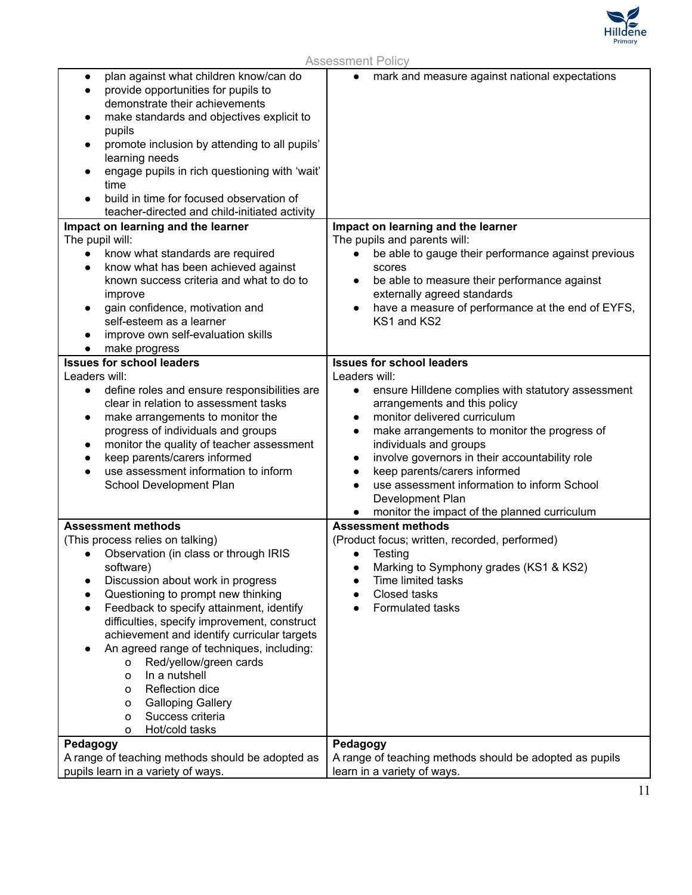| | |
|---|---|
| • plan against what children know/can do<br>• provide opportunities for pupils to demonstrate their achievements<br>• make standards and objectives explicit to pupils<br>• promote inclusion by attending to all pupils' learning needs<br>• engage pupils in rich questioning with 'wait' time<br>• build in time for focused observation of teacher-directed and child-initiated activity | • mark and measure against national expectations |
| **Impact on learning and the learner**<br>The pupil will:<br>• know what standards are required<br>• know what has been achieved against known success criteria and what to do to improve<br>• gain confidence, motivation and self-esteem as a learner<br>• improve own self-evaluation skills<br>• make progress | **Impact on learning and the learner**<br>The pupils and parents will:<br>• be able to gauge their performance against previous scores<br>• be able to measure their performance against externally agreed standards<br>• have a measure of performance at the end of EYFS, KS1 and KS2 |
| **Issues for school leaders**<br>Leaders will:<br>• define roles and ensure responsibilities are clear in relation to assessment tasks<br>• make arrangements to monitor the progress of individuals and groups<br>• monitor the quality of teacher assessment<br>• keep parents/carers informed<br>• use assessment information to inform School Development Plan | **Issues for school leaders**<br>Leaders will:<br>• ensure Hilldene complies with statutory assessment arrangements and this policy<br>• monitor delivered curriculum<br>• make arrangements to monitor the progress of individuals and groups<br>• involve governors in their accountability role<br>• keep parents/carers informed<br>• use assessment information to inform School Development Plan<br>• monitor the impact of the planned curriculum |
| **Assessment methods**<br>(This process relies on talking)<br>• Observation (in class or through IRIS software)<br>• Discussion about work in progress<br>• Questioning to prompt new thinking<br>• Feedback to specify attainment, identify difficulties, specify improvement, construct achievement and identify curricular targets<br>• An agreed range of techniques, including:<br>  o Red/yellow/green cards<br>  o In a nutshell<br>  o Reflection dice<br>  o Galloping Gallery<br>  o Success criteria<br>  o Hot/cold tasks | **Assessment methods**<br>(Product focus; written, recorded, performed)<br>• Testing<br>• Marking to Symphony grades (KS1 & KS2)<br>• Time limited tasks<br>• Closed tasks<br>• Formulated tasks |
| **Pedagogy**<br>A range of teaching methods should be adopted as pupils learn in a variety of ways. | **Pedagogy**<br>A range of teaching methods should be adopted as pupils learn in a variety of ways. |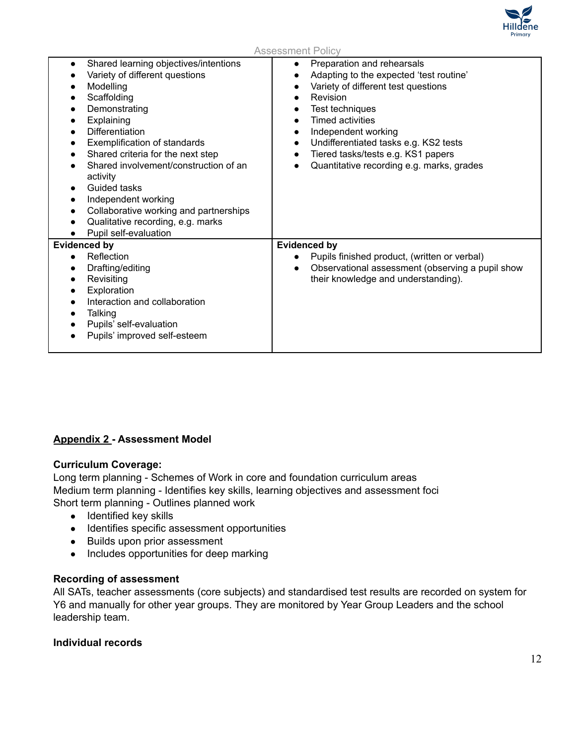| | |
|---|---|
| • Shared learning objectives/intentions<br>• Variety of different questions<br>• Modelling<br>• Scaffolding<br>• Demonstrating<br>• Explaining<br>• Differentiation<br>• Exemplification of standards<br>• Shared criteria for the next step<br>• Shared involvement/construction of an activity<br>• Guided tasks<br>• Independent working<br>• Collaborative working and partnerships<br>• Qualitative recording, e.g. marks<br>• Pupil self-evaluation | • Preparation and rehearsals<br>• Adapting to the expected 'test routine'<br>• Variety of different test questions<br>• Revision<br>• Test techniques<br>• Timed activities<br>• Independent working<br>• Undifferentiated tasks e.g. KS2 tests<br>• Tiered tasks/tests e.g. KS1 papers<br>• Quantitative recording e.g. marks, grades |
| **Evidenced by**<br>• Reflection<br>• Drafting/editing<br>• Revisiting<br>• Exploration<br>• Interaction and collaboration<br>• Talking<br>• Pupils' self-evaluation<br>• Pupils' improved self-esteem | **Evidenced by**<br>• Pupils finished product, (written or verbal)<br>• Observational assessment (observing a pupil show their knowledge and understanding). |

## Appendix 2 - Assessment Model

**Curriculum Coverage:**

Long term planning - Schemes of Work in core and foundation curriculum areas
Medium term planning - Identifies key skills, learning objectives and assessment foci
Short term planning - Outlines planned work

- Identified key skills
- Identifies specific assessment opportunities
- Builds upon prior assessment
- Includes opportunities for deep marking

**Recording of assessment**

All SATs, teacher assessments (core subjects) and standardised test results are recorded on system for Y6 and manually for other year groups. They are monitored by Year Group Leaders and the school leadership team.

**Individual records**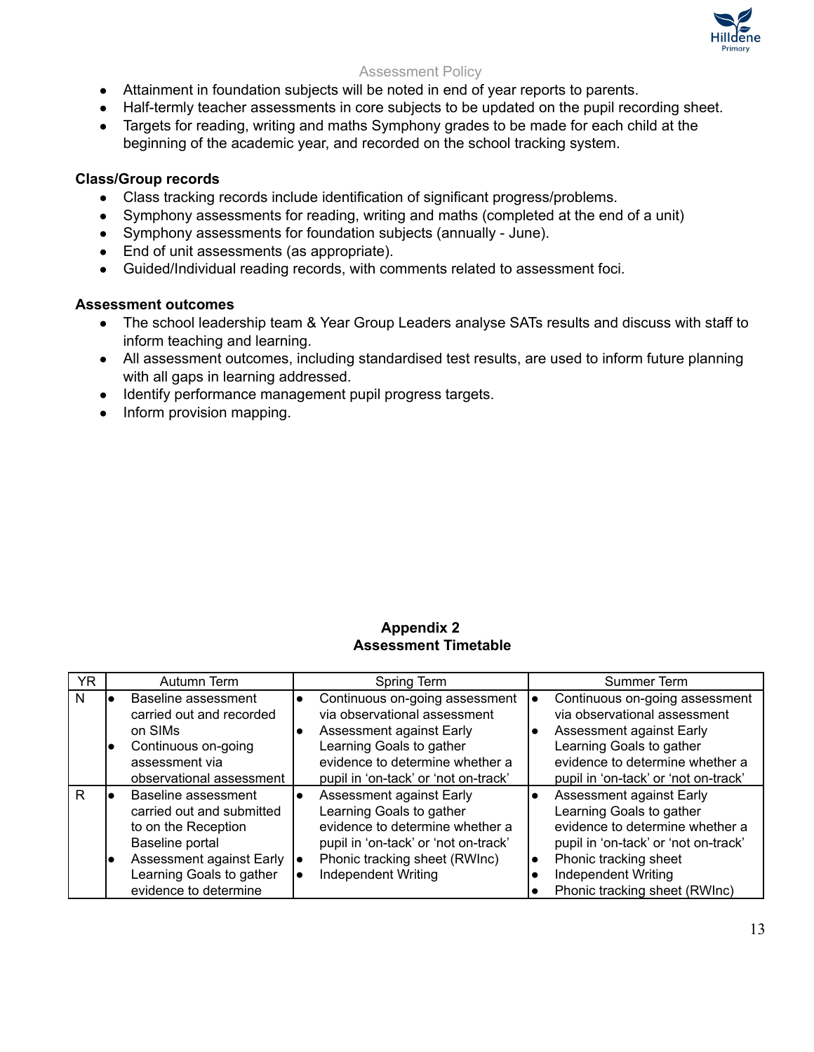- Attainment in foundation subjects will be noted in end of year reports to parents.
- Half-termly teacher assessments in core subjects to be updated on the pupil recording sheet.
- Targets for reading, writing and maths Symphony grades to be made for each child at the beginning of the academic year, and recorded on the school tracking system.

**Class/Group records**

- Class tracking records include identification of significant progress/problems.
- Symphony assessments for reading, writing and maths (completed at the end of a unit)
- Symphony assessments for foundation subjects (annually - June).
- End of unit assessments (as appropriate).
- Guided/Individual reading records, with comments related to assessment foci.

**Assessment outcomes**

- The school leadership team & Year Group Leaders analyse SATs results and discuss with staff to inform teaching and learning.
- All assessment outcomes, including standardised test results, are used to inform future planning with all gaps in learning addressed.
- Identify performance management pupil progress targets.
- Inform provision mapping.

## Appendix 2
## Assessment Timetable

| YR | Autumn Term | Spring Term | Summer Term |
|---|---|---|---|
| N | • Baseline assessment carried out and recorded on SIMs<br>• Continuous on-going assessment via observational assessment | • Continuous on-going assessment via observational assessment<br>• Assessment against Early Learning Goals to gather evidence to determine whether a pupil in 'on-tack' or 'not on-track' | • Continuous on-going assessment via observational assessment<br>• Assessment against Early Learning Goals to gather evidence to determine whether a pupil in 'on-tack' or 'not on-track' |
| R | • Baseline assessment carried out and submitted to on the Reception Baseline portal<br>• Assessment against Early Learning Goals to gather evidence to determine | • Assessment against Early Learning Goals to gather evidence to determine whether a pupil in 'on-tack' or 'not on-track'<br>• Phonic tracking sheet (RWInc)<br>• Independent Writing | • Assessment against Early Learning Goals to gather evidence to determine whether a pupil in 'on-tack' or 'not on-track'<br>• Phonic tracking sheet<br>• Independent Writing<br>• Phonic tracking sheet (RWInc) |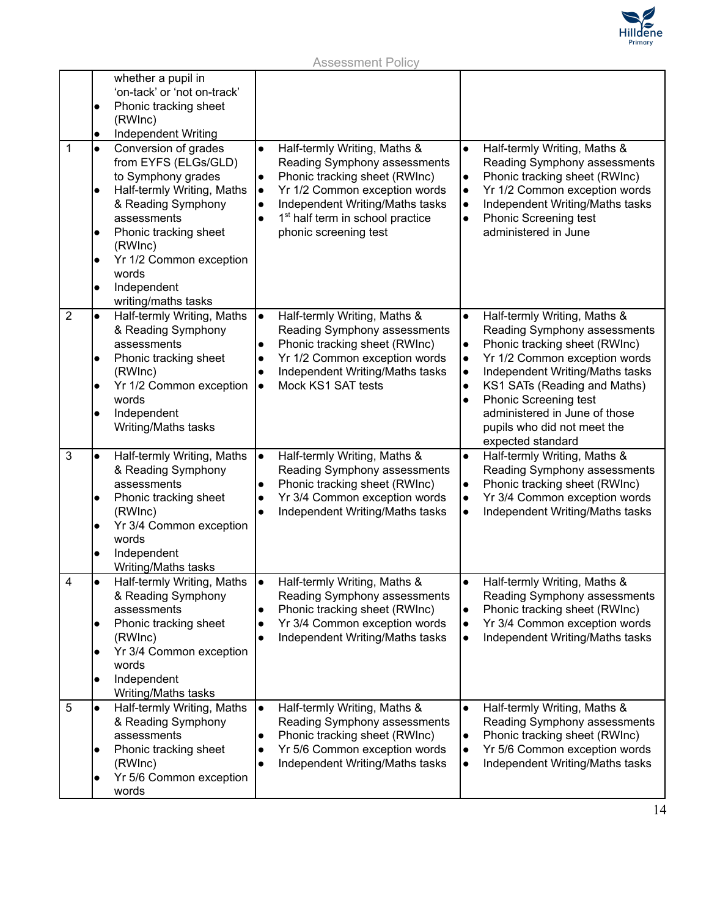| | | | |
|---|---|---|---|
| | whether a pupil in 'on-tack' or 'not on-track'<br>• Phonic tracking sheet (RWInc)<br>• Independent Writing | | |
| 1 | • Conversion of grades from EYFS (ELGs/GLD) to Symphony grades<br>• Half-termly Writing, Maths & Reading Symphony assessments<br>• Phonic tracking sheet (RWInc)<br>• Yr 1/2 Common exception words<br>• Independent writing/maths tasks | • Half-termly Writing, Maths & Reading Symphony assessments<br>• Phonic tracking sheet (RWInc)<br>• Yr 1/2 Common exception words<br>• Independent Writing/Maths tasks<br>• 1st half term in school practice phonic screening test | • Half-termly Writing, Maths & Reading Symphony assessments<br>• Phonic tracking sheet (RWInc)<br>• Yr 1/2 Common exception words<br>• Independent Writing/Maths tasks<br>• Phonic Screening test administered in June |
| 2 | • Half-termly Writing, Maths & Reading Symphony assessments<br>• Phonic tracking sheet (RWInc)<br>• Yr 1/2 Common exception words<br>• Independent Writing/Maths tasks | • Half-termly Writing, Maths & Reading Symphony assessments<br>• Phonic tracking sheet (RWInc)<br>• Yr 1/2 Common exception words<br>• Independent Writing/Maths tasks<br>• Mock KS1 SAT tests | • Half-termly Writing, Maths & Reading Symphony assessments<br>• Phonic tracking sheet (RWInc)<br>• Yr 1/2 Common exception words<br>• Independent Writing/Maths tasks<br>• KS1 SATs (Reading and Maths)<br>• Phonic Screening test administered in June of those pupils who did not meet the expected standard |
| 3 | • Half-termly Writing, Maths & Reading Symphony assessments<br>• Phonic tracking sheet (RWInc)<br>• Yr 3/4 Common exception words<br>• Independent Writing/Maths tasks | • Half-termly Writing, Maths & Reading Symphony assessments<br>• Phonic tracking sheet (RWInc)<br>• Yr 3/4 Common exception words<br>• Independent Writing/Maths tasks | • Half-termly Writing, Maths & Reading Symphony assessments<br>• Phonic tracking sheet (RWInc)<br>• Yr 3/4 Common exception words<br>• Independent Writing/Maths tasks |
| 4 | • Half-termly Writing, Maths & Reading Symphony assessments<br>• Phonic tracking sheet (RWInc)<br>• Yr 3/4 Common exception words<br>• Independent Writing/Maths tasks | • Half-termly Writing, Maths & Reading Symphony assessments<br>• Phonic tracking sheet (RWInc)<br>• Yr 3/4 Common exception words<br>• Independent Writing/Maths tasks | • Half-termly Writing, Maths & Reading Symphony assessments<br>• Phonic tracking sheet (RWInc)<br>• Yr 3/4 Common exception words<br>• Independent Writing/Maths tasks |
| 5 | • Half-termly Writing, Maths & Reading Symphony assessments<br>• Phonic tracking sheet (RWInc)<br>• Yr 5/6 Common exception words | • Half-termly Writing, Maths & Reading Symphony assessments<br>• Phonic tracking sheet (RWInc)<br>• Yr 5/6 Common exception words<br>• Independent Writing/Maths tasks | • Half-termly Writing, Maths & Reading Symphony assessments<br>• Phonic tracking sheet (RWInc)<br>• Yr 5/6 Common exception words<br>• Independent Writing/Maths tasks |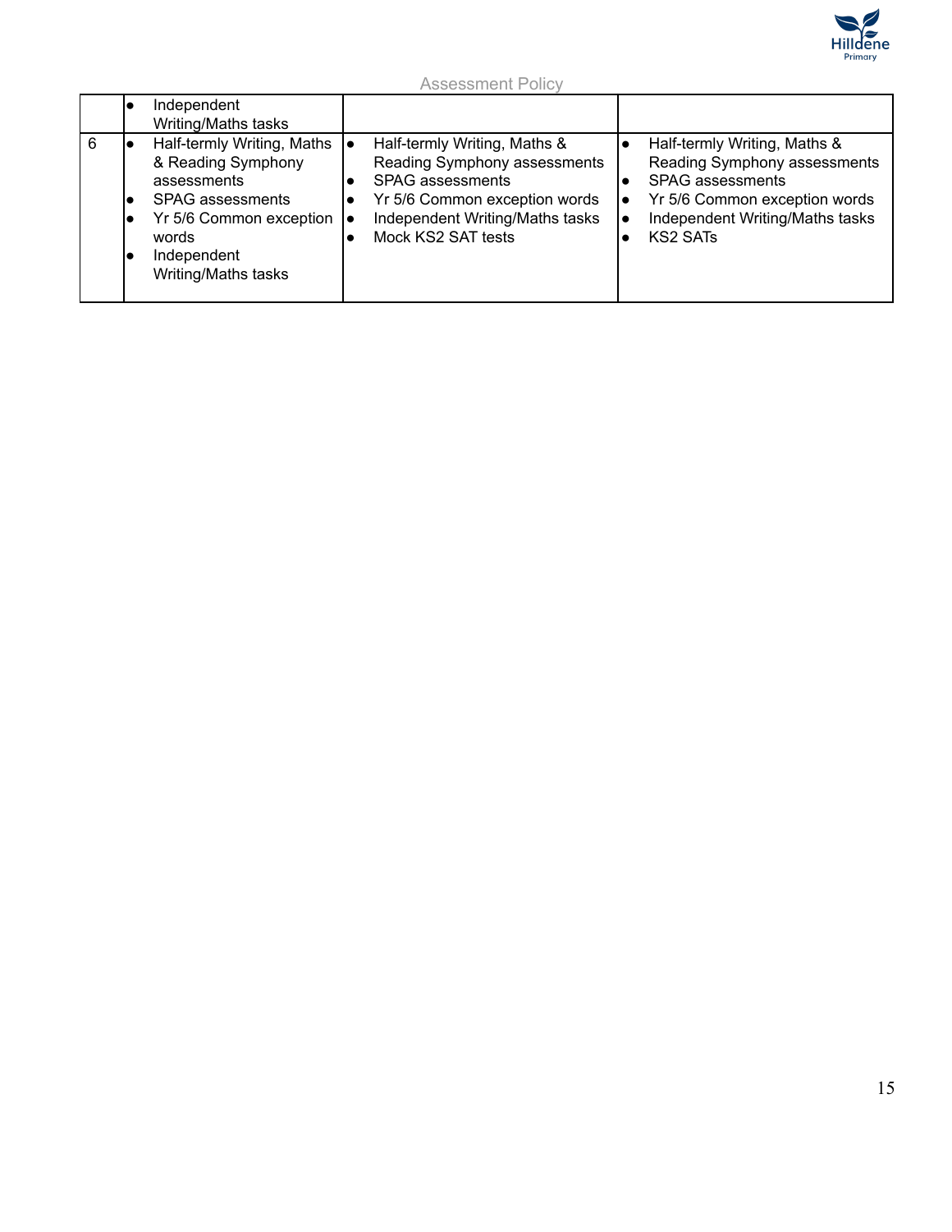| | | | |
|---|---|---|---|
| | • Independent Writing/Maths tasks | | |
| 6 | • Half-termly Writing, Maths & Reading Symphony assessments<br>• SPAG assessments<br>• Yr 5/6 Common exception words<br>• Independent Writing/Maths tasks | • Half-termly Writing, Maths & Reading Symphony assessments<br>• SPAG assessments<br>• Yr 5/6 Common exception words<br>• Independent Writing/Maths tasks<br>• Mock KS2 SAT tests | • Half-termly Writing, Maths & Reading Symphony assessments<br>• SPAG assessments<br>• Yr 5/6 Common exception words<br>• Independent Writing/Maths tasks<br>• KS2 SATs |